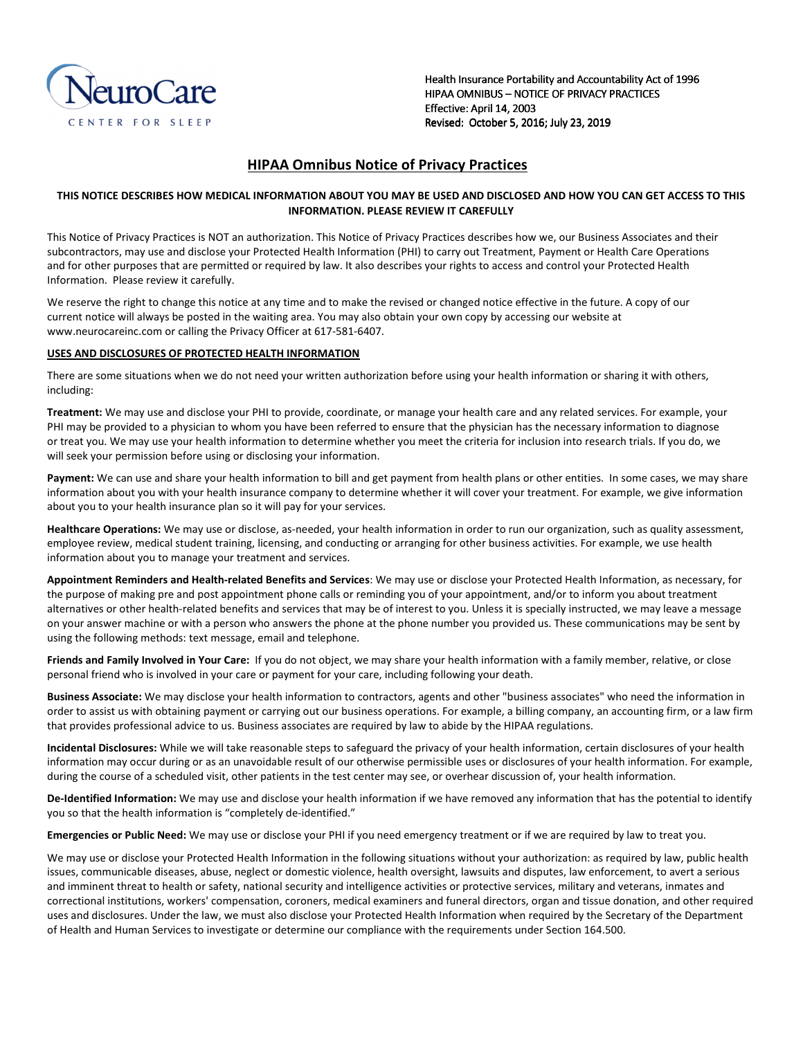NeuroCare

CENTER FOR SLEEP

Health Insurance Portability and Accountability Act of 1996
HIPAA OMNIBUS – NOTICE OF PRIVACY PRACTICES
Effective: April 14, 2003
Revised: October 5, 2016; July 23, 2019

# HIPAA Omnibus Notice of Privacy Practices

**THIS NOTICE DESCRIBES HOW MEDICAL INFORMATION ABOUT YOU MAY BE USED AND DISCLOSED AND HOW YOU CAN GET ACCESS TO THIS INFORMATION. PLEASE REVIEW IT CAREFULLY**

This Notice of Privacy Practices is NOT an authorization. This Notice of Privacy Practices describes how we, our Business Associates and their subcontractors, may use and disclose your Protected Health Information (PHI) to carry out Treatment, Payment or Health Care Operations and for other purposes that are permitted or required by law. It also describes your rights to access and control your Protected Health Information. Please review it carefully.

We reserve the right to change this notice at any time and to make the revised or changed notice effective in the future. A copy of our current notice will always be posted in the waiting area. You may also obtain your own copy by accessing our website at www.neurocareinc.com or calling the Privacy Officer at 617-581-6407.

## USES AND DISCLOSURES OF PROTECTED HEALTH INFORMATION

There are some situations when we do not need your written authorization before using your health information or sharing it with others, including:

**Treatment:** We may use and disclose your PHI to provide, coordinate, or manage your health care and any related services. For example, your PHI may be provided to a physician to whom you have been referred to ensure that the physician has the necessary information to diagnose or treat you. We may use your health information to determine whether you meet the criteria for inclusion into research trials. If you do, we will seek your permission before using or disclosing your information.

**Payment:** We can use and share your health information to bill and get payment from health plans or other entities. In some cases, we may share information about you with your health insurance company to determine whether it will cover your treatment. For example, we give information about you to your health insurance plan so it will pay for your services.

**Healthcare Operations:** We may use or disclose, as-needed, your health information in order to run our organization, such as quality assessment, employee review, medical student training, licensing, and conducting or arranging for other business activities. For example, we use health information about you to manage your treatment and services.

**Appointment Reminders and Health-related Benefits and Services**: We may use or disclose your Protected Health Information, as necessary, for the purpose of making pre and post appointment phone calls or reminding you of your appointment, and/or to inform you about treatment alternatives or other health-related benefits and services that may be of interest to you. Unless it is specially instructed, we may leave a message on your answer machine or with a person who answers the phone at the phone number you provided us. These communications may be sent by using the following methods: text message, email and telephone.

**Friends and Family Involved in Your Care:** If you do not object, we may share your health information with a family member, relative, or close personal friend who is involved in your care or payment for your care, including following your death.

**Business Associate:** We may disclose your health information to contractors, agents and other "business associates" who need the information in order to assist us with obtaining payment or carrying out our business operations. For example, a billing company, an accounting firm, or a law firm that provides professional advice to us. Business associates are required by law to abide by the HIPAA regulations.

**Incidental Disclosures:** While we will take reasonable steps to safeguard the privacy of your health information, certain disclosures of your health information may occur during or as an unavoidable result of our otherwise permissible uses or disclosures of your health information. For example, during the course of a scheduled visit, other patients in the test center may see, or overhear discussion of, your health information.

**De-Identified Information:** We may use and disclose your health information if we have removed any information that has the potential to identify you so that the health information is "completely de-identified."

**Emergencies or Public Need:** We may use or disclose your PHI if you need emergency treatment or if we are required by law to treat you.

We may use or disclose your Protected Health Information in the following situations without your authorization: as required by law, public health issues, communicable diseases, abuse, neglect or domestic violence, health oversight, lawsuits and disputes, law enforcement, to avert a serious and imminent threat to health or safety, national security and intelligence activities or protective services, military and veterans, inmates and correctional institutions, workers' compensation, coroners, medical examiners and funeral directors, organ and tissue donation, and other required uses and disclosures. Under the law, we must also disclose your Protected Health Information when required by the Secretary of the Department of Health and Human Services to investigate or determine our compliance with the requirements under Section 164.500.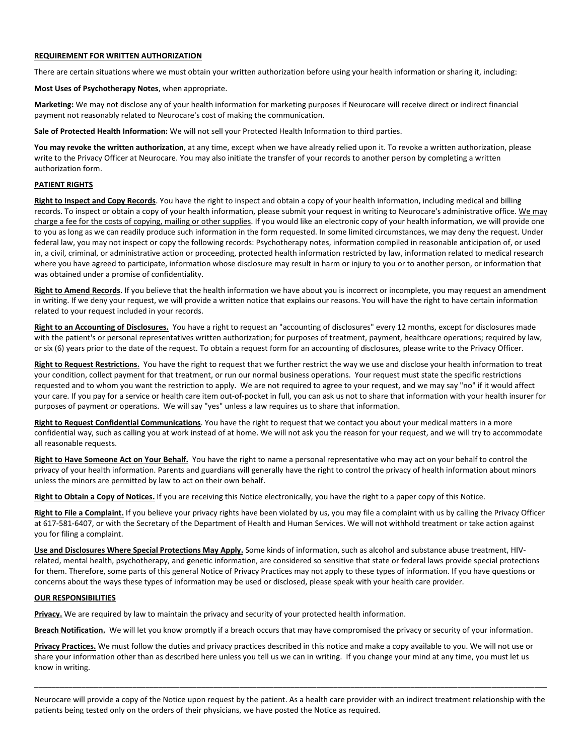**REQUIREMENT FOR WRITTEN AUTHORIZATION**

There are certain situations where we must obtain your written authorization before using your health information or sharing it, including:

**Most Uses of Psychotherapy Notes**, when appropriate.

**Marketing:** We may not disclose any of your health information for marketing purposes if Neurocare will receive direct or indirect financial payment not reasonably related to Neurocare's cost of making the communication.

**Sale of Protected Health Information:** We will not sell your Protected Health Information to third parties.

**You may revoke the written authorization**, at any time, except when we have already relied upon it. To revoke a written authorization, please write to the Privacy Officer at Neurocare. You may also initiate the transfer of your records to another person by completing a written authorization form.

**PATIENT RIGHTS**

**Right to Inspect and Copy Records**. You have the right to inspect and obtain a copy of your health information, including medical and billing records. To inspect or obtain a copy of your health information, please submit your request in writing to Neurocare's administrative office. We may charge a fee for the costs of copying, mailing or other supplies. If you would like an electronic copy of your health information, we will provide one to you as long as we can readily produce such information in the form requested. In some limited circumstances, we may deny the request. Under federal law, you may not inspect or copy the following records: Psychotherapy notes, information compiled in reasonable anticipation of, or used in, a civil, criminal, or administrative action or proceeding, protected health information restricted by law, information related to medical research where you have agreed to participate, information whose disclosure may result in harm or injury to you or to another person, or information that was obtained under a promise of confidentiality.

**Right to Amend Records**. If you believe that the health information we have about you is incorrect or incomplete, you may request an amendment in writing. If we deny your request, we will provide a written notice that explains our reasons. You will have the right to have certain information related to your request included in your records.

**Right to an Accounting of Disclosures.** You have a right to request an "accounting of disclosures" every 12 months, except for disclosures made with the patient's or personal representatives written authorization; for purposes of treatment, payment, healthcare operations; required by law, or six (6) years prior to the date of the request. To obtain a request form for an accounting of disclosures, please write to the Privacy Officer.

**Right to Request Restrictions.** You have the right to request that we further restrict the way we use and disclose your health information to treat your condition, collect payment for that treatment, or run our normal business operations. Your request must state the specific restrictions requested and to whom you want the restriction to apply. We are not required to agree to your request, and we may say "no" if it would affect your care. If you pay for a service or health care item out-of-pocket in full, you can ask us not to share that information with your health insurer for purposes of payment or operations. We will say "yes" unless a law requires us to share that information.

**Right to Request Confidential Communications**. You have the right to request that we contact you about your medical matters in a more confidential way, such as calling you at work instead of at home. We will not ask you the reason for your request, and we will try to accommodate all reasonable requests.

**Right to Have Someone Act on Your Behalf.** You have the right to name a personal representative who may act on your behalf to control the privacy of your health information. Parents and guardians will generally have the right to control the privacy of health information about minors unless the minors are permitted by law to act on their own behalf.

**Right to Obtain a Copy of Notices.** If you are receiving this Notice electronically, you have the right to a paper copy of this Notice.

**Right to File a Complaint.** If you believe your privacy rights have been violated by us, you may file a complaint with us by calling the Privacy Officer at 617-581-6407, or with the Secretary of the Department of Health and Human Services. We will not withhold treatment or take action against you for filing a complaint.

**Use and Disclosures Where Special Protections May Apply.** Some kinds of information, such as alcohol and substance abuse treatment, HIV-related, mental health, psychotherapy, and genetic information, are considered so sensitive that state or federal laws provide special protections for them. Therefore, some parts of this general Notice of Privacy Practices may not apply to these types of information. If you have questions or concerns about the ways these types of information may be used or disclosed, please speak with your health care provider.

**OUR RESPONSIBILITIES**

**Privacy.** We are required by law to maintain the privacy and security of your protected health information.

**Breach Notification.** We will let you know promptly if a breach occurs that may have compromised the privacy or security of your information.

**Privacy Practices.** We must follow the duties and privacy practices described in this notice and make a copy available to you. We will not use or share your information other than as described here unless you tell us we can in writing. If you change your mind at any time, you must let us know in writing.

---

Neurocare will provide a copy of the Notice upon request by the patient. As a health care provider with an indirect treatment relationship with the patients being tested only on the orders of their physicians, we have posted the Notice as required.